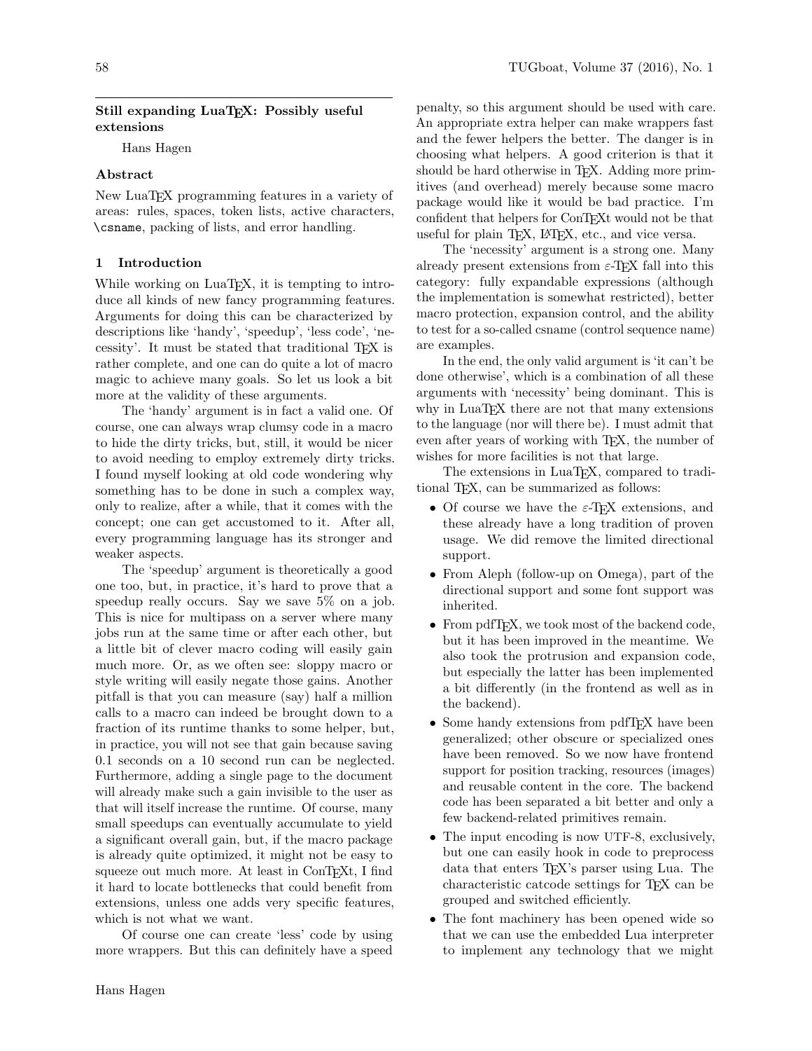## Still expanding LuaTEX: Possibly useful extensions

Hans Hagen

### Abstract

New LuaTEX programming features in a variety of areas: rules, spaces, token lists, active characters, `\csname`, packing of lists, and error handling.

### 1 Introduction

While working on LuaTEX, it is tempting to introduce all kinds of new fancy programming features. Arguments for doing this can be characterized by descriptions like 'handy', 'speedup', 'less code', 'necessity'. It must be stated that traditional TEX is rather complete, and one can do quite a lot of macro magic to achieve many goals. So let us look a bit more at the validity of these arguments.

The 'handy' argument is in fact a valid one. Of course, one can always wrap clumsy code in a macro to hide the dirty tricks, but, still, it would be nicer to avoid needing to employ extremely dirty tricks. I found myself looking at old code wondering why something has to be done in such a complex way, only to realize, after a while, that it comes with the concept; one can get accustomed to it. After all, every programming language has its stronger and weaker aspects.

The 'speedup' argument is theoretically a good one too, but, in practice, it's hard to prove that a speedup really occurs. Say we save 5% on a job. This is nice for multipass on a server where many jobs run at the same time or after each other, but a little bit of clever macro coding will easily gain much more. Or, as we often see: sloppy macro or style writing will easily negate those gains. Another pitfall is that you can measure (say) half a million calls to a macro can indeed be brought down to a fraction of its runtime thanks to some helper, but, in practice, you will not see that gain because saving 0.1 seconds on a 10 second run can be neglected. Furthermore, adding a single page to the document will already make such a gain invisible to the user as that will itself increase the runtime. Of course, many small speedups can eventually accumulate to yield a significant overall gain, but, if the macro package is already quite optimized, it might not be easy to squeeze out much more. At least in ConTEXt, I find it hard to locate bottlenecks that could benefit from extensions, unless one adds very specific features, which is not what we want.

Of course one can create 'less' code by using more wrappers. But this can definitely have a speed penalty, so this argument should be used with care. An appropriate extra helper can make wrappers fast and the fewer helpers the better. The danger is in choosing what helpers. A good criterion is that it should be hard otherwise in TEX. Adding more primitives (and overhead) merely because some macro package would like it would be bad practice. I'm confident that helpers for ConTEXt would not be that useful for plain TEX, LATEX, etc., and vice versa.

The 'necessity' argument is a strong one. Many already present extensions from $\varepsilon$-TEX fall into this category: fully expandable expressions (although the implementation is somewhat restricted), better macro protection, expansion control, and the ability to test for a so-called csname (control sequence name) are examples.

In the end, the only valid argument is 'it can't be done otherwise', which is a combination of all these arguments with 'necessity' being dominant. This is why in LuaTEX there are not that many extensions to the language (nor will there be). I must admit that even after years of working with TEX, the number of wishes for more facilities is not that large.

The extensions in LuaTEX, compared to traditional TEX, can be summarized as follows:

- Of course we have the $\varepsilon$-TEX extensions, and these already have a long tradition of proven usage. We did remove the limited directional support.
- From Aleph (follow-up on Omega), part of the directional support and some font support was inherited.
- From pdfTEX, we took most of the backend code, but it has been improved in the meantime. We also took the protrusion and expansion code, but especially the latter has been implemented a bit differently (in the frontend as well as in the backend).
- Some handy extensions from pdfTEX have been generalized; other obscure or specialized ones have been removed. So we now have frontend support for position tracking, resources (images) and reusable content in the core. The backend code has been separated a bit better and only a few backend-related primitives remain.
- The input encoding is now UTF-8, exclusively, but one can easily hook in code to preprocess data that enters TEX's parser using Lua. The characteristic catcode settings for TEX can be grouped and switched efficiently.
- The font machinery has been opened wide so that we can use the embedded Lua interpreter to implement any technology that we might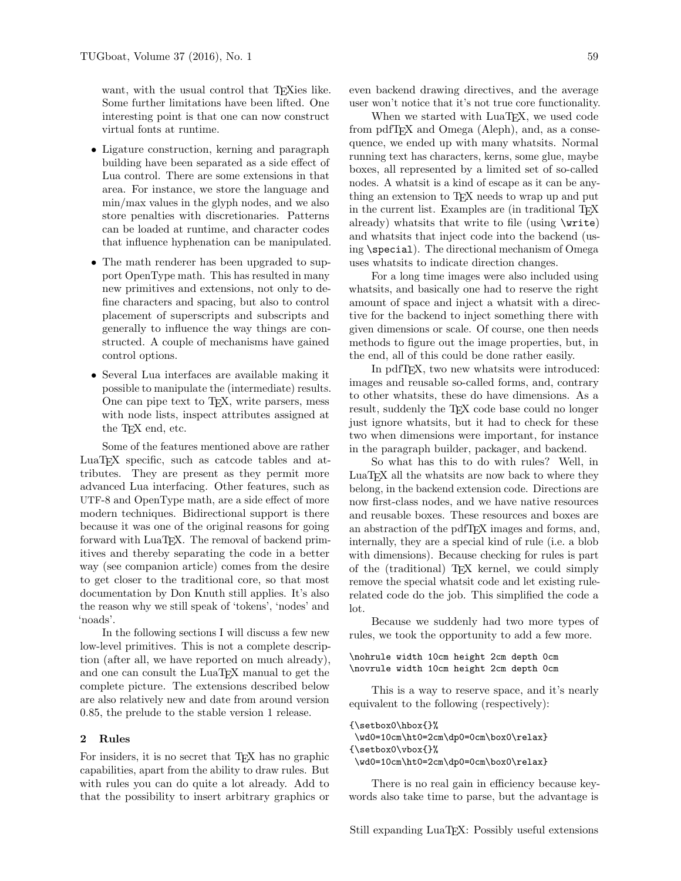want, with the usual control that TeXies like. Some further limitations have been lifted. One interesting point is that one can now construct virtual fonts at runtime.

- Ligature construction, kerning and paragraph building have been separated as a side effect of Lua control. There are some extensions in that area. For instance, we store the language and min/max values in the glyph nodes, and we also store penalties with discretionaries. Patterns can be loaded at runtime, and character codes that influence hyphenation can be manipulated.
- The math renderer has been upgraded to support OpenType math. This has resulted in many new primitives and extensions, not only to define characters and spacing, but also to control placement of superscripts and subscripts and generally to influence the way things are constructed. A couple of mechanisms have gained control options.
- Several Lua interfaces are available making it possible to manipulate the (intermediate) results. One can pipe text to TeX, write parsers, mess with node lists, inspect attributes assigned at the TeX end, etc.

Some of the features mentioned above are rather LuaTeX specific, such as catcode tables and attributes. They are present as they permit more advanced Lua interfacing. Other features, such as UTF-8 and OpenType math, are a side effect of more modern techniques. Bidirectional support is there because it was one of the original reasons for going forward with LuaTeX. The removal of backend primitives and thereby separating the code in a better way (see companion article) comes from the desire to get closer to the traditional core, so that most documentation by Don Knuth still applies. It's also the reason why we still speak of 'tokens', 'nodes' and 'noads'.

In the following sections I will discuss a few new low-level primitives. This is not a complete description (after all, we have reported on much already), and one can consult the LuaTeX manual to get the complete picture. The extensions described below are also relatively new and date from around version 0.85, the prelude to the stable version 1 release.

## 2 Rules

For insiders, it is no secret that TeX has no graphic capabilities, apart from the ability to draw rules. But with rules you can do quite a lot already. Add to that the possibility to insert arbitrary graphics or even backend drawing directives, and the average user won't notice that it's not true core functionality.

When we started with LuaTeX, we used code from pdfTeX and Omega (Aleph), and, as a consequence, we ended up with many whatsits. Normal running text has characters, kerns, some glue, maybe boxes, all represented by a limited set of so-called nodes. A whatsit is a kind of escape as it can be anything an extension to TeX needs to wrap up and put in the current list. Examples are (in traditional TeX already) whatsits that write to file (using `\write`) and whatsits that inject code into the backend (using `\special`). The directional mechanism of Omega uses whatsits to indicate direction changes.

For a long time images were also included using whatsits, and basically one had to reserve the right amount of space and inject a whatsit with a directive for the backend to inject something there with given dimensions or scale. Of course, one then needs methods to figure out the image properties, but, in the end, all of this could be done rather easily.

In pdfTeX, two new whatsits were introduced: images and reusable so-called forms, and, contrary to other whatsits, these do have dimensions. As a result, suddenly the TeX code base could no longer just ignore whatsits, but it had to check for these two when dimensions were important, for instance in the paragraph builder, packager, and backend.

So what has this to do with rules? Well, in LuaTeX all the whatsits are now back to where they belong, in the backend extension code. Directions are now first-class nodes, and we have native resources and reusable boxes. These resources and boxes are an abstraction of the pdfTeX images and forms, and, internally, they are a special kind of rule (i.e. a blob with dimensions). Because checking for rules is part of the (traditional) TeX kernel, we could simply remove the special whatsit code and let existing rule-related code do the job. This simplified the code a lot.

Because we suddenly had two more types of rules, we took the opportunity to add a few more.

```
\nohrule width 10cm height 2cm depth 0cm
\novrule width 10cm height 2cm depth 0cm
```

This is a way to reserve space, and it's nearly equivalent to the following (respectively):

```
{\setbox0\hbox{}%
 \wd0=10cm\ht0=2cm\dp0=0cm\box0\relax}
{\setbox0\vbox{}%
 \wd0=10cm\ht0=2cm\dp0=0cm\box0\relax}
```

There is no real gain in efficiency because keywords also take time to parse, but the advantage is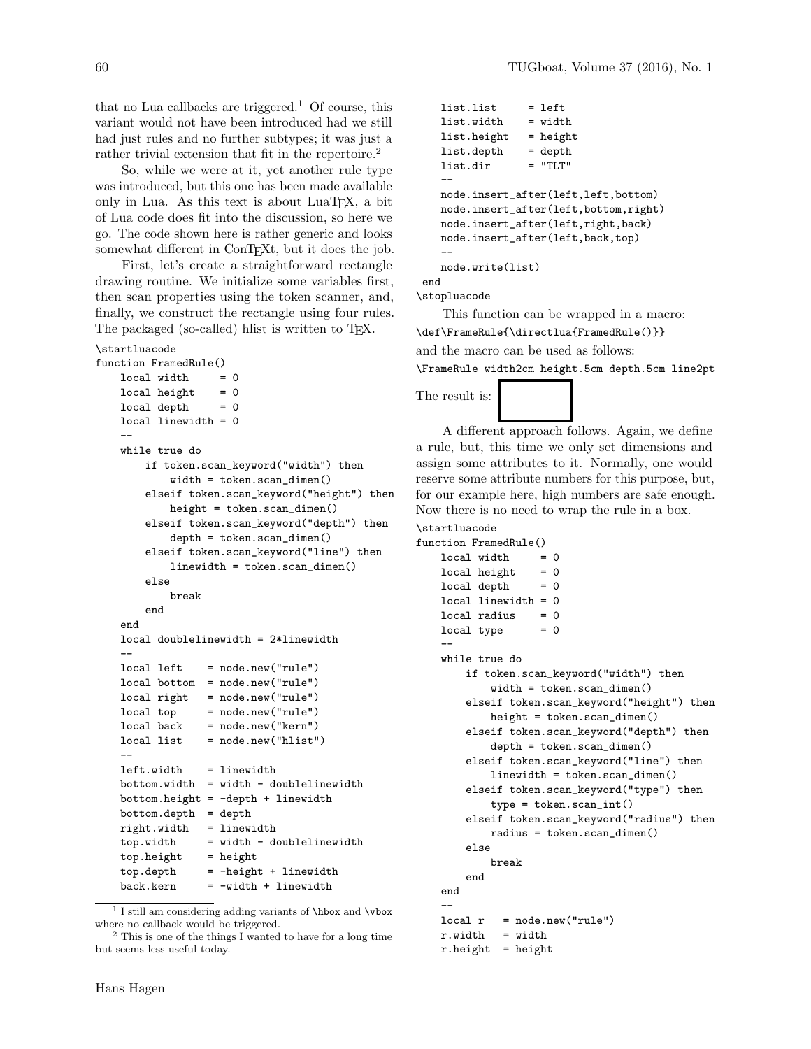that no Lua callbacks are triggered.[1] Of course, this variant would not have been introduced had we still had just rules and no further subtypes; it was just a rather trivial extension that fit in the repertoire.[2]

So, while we were at it, yet another rule type was introduced, but this one has been made available only in Lua. As this text is about LuaTEX, a bit of Lua code does fit into the discussion, so here we go. The code shown here is rather generic and looks somewhat different in ConTEXt, but it does the job.

First, let's create a straightforward rectangle drawing routine. We initialize some variables first, then scan properties using the token scanner, and, finally, we construct the rectangle using four rules. The packaged (so-called) hlist is written to TEX.

```
\startluacode
function FramedRule()
    local width     = 0
    local height    = 0
    local depth     = 0
    local linewidth = 0
    --
    while true do
        if token.scan_keyword("width") then
            width = token.scan_dimen()
        elseif token.scan_keyword("height") then
            height = token.scan_dimen()
        elseif token.scan_keyword("depth") then
            depth = token.scan_dimen()
        elseif token.scan_keyword("line") then
            linewidth = token.scan_dimen()
        else
            break
        end
    end
    local doublelinewidth = 2*linewidth
    --
    local left    = node.new("rule")
    local bottom  = node.new("rule")
    local right   = node.new("rule")
    local top     = node.new("rule")
    local back    = node.new("kern")
    local list    = node.new("hlist")
    --
    left.width    = linewidth
    bottom.width  = width - doublelinewidth
    bottom.height = -depth + linewidth
    bottom.depth  = depth
    right.width   = linewidth
    top.width     = width - doublelinewidth
    top.height    = height
    top.depth     = -height + linewidth
    back.kern     = -width + linewidth
    list.list     = left
    list.width    = width
    list.height   = height
    list.depth    = depth
    list.dir      = "TLT"
    --
    node.insert_after(left,left,bottom)
    node.insert_after(left,bottom,right)
    node.insert_after(left,right,back)
    node.insert_after(left,back,top)
    --
    node.write(list)
 end
\stopluacode
```

This function can be wrapped in a macro:

```
\def\FrameRule{\directlua{FramedRule()}}
```

and the macro can be used as follows:

```
\FrameRule width2cm height.5cm depth.5cm line2pt
```

The result is:

A different approach follows. Again, we define a rule, but, this time we only set dimensions and assign some attributes to it. Normally, one would reserve some attribute numbers for this purpose, but, for our example here, high numbers are safe enough. Now there is no need to wrap the rule in a box.

```
\startluacode
function FramedRule()
    local width     = 0
    local height    = 0
    local depth     = 0
    local linewidth = 0
    local radius    = 0
    local type      = 0
    --
    while true do
        if token.scan_keyword("width") then
            width = token.scan_dimen()
        elseif token.scan_keyword("height") then
            height = token.scan_dimen()
        elseif token.scan_keyword("depth") then
            depth = token.scan_dimen()
        elseif token.scan_keyword("line") then
            linewidth = token.scan_dimen()
        elseif token.scan_keyword("type") then
            type = token.scan_int()
        elseif token.scan_keyword("radius") then
            radius = token.scan_dimen()
        else
            break
        end
    end
    --
    local r   = node.new("rule")
    r.width   = width
    r.height  = height
```

[1] I still am considering adding variants of \hbox and \vbox where no callback would be triggered.

[2] This is one of the things I wanted to have for a long time but seems less useful today.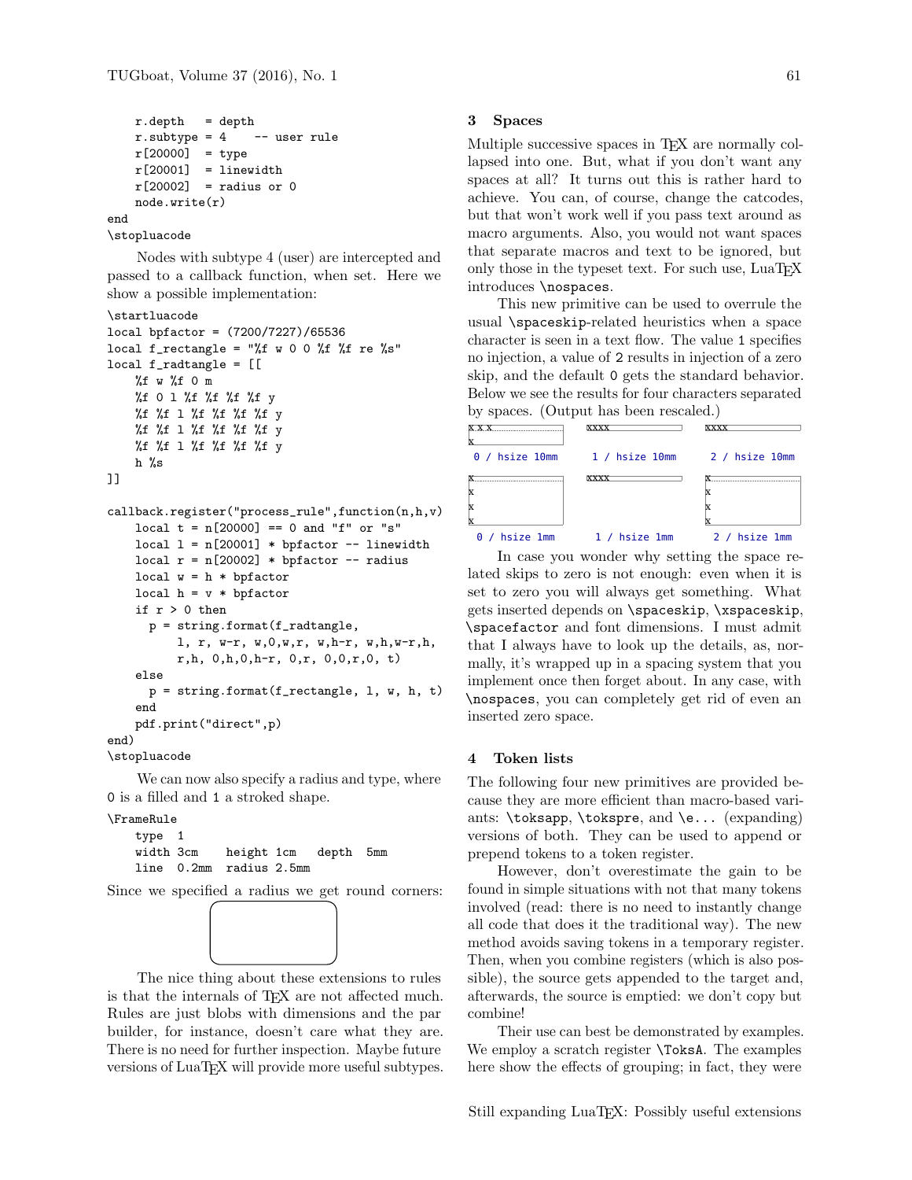```
    r.depth   = depth
    r.subtype = 4    -- user rule
    r[20000]  = type
    r[20001]  = linewidth
    r[20002]  = radius or 0
    node.write(r)
end
\stopluacode
```

Nodes with subtype 4 (user) are intercepted and passed to a callback function, when set. Here we show a possible implementation:

```
\startluacode
local bpfactor = (7200/7227)/65536
local f_rectangle = "%f w 0 0 %f %f re %s"
local f_radtangle = [[
    %f w %f 0 m
    %f 0 l %f %f %f %f y
    %f %f l %f %f %f %f y
    %f %f l %f %f %f %f y
    %f %f l %f %f %f %f y
    h %s
]]

callback.register("process_rule",function(n,h,v)
    local t = n[20000] == 0 and "f" or "s"
    local l = n[20001] * bpfactor -- linewidth
    local r = n[20002] * bpfactor -- radius
    local w = h * bpfactor
    local h = v * bpfactor
    if r > 0 then
      p = string.format(f_radtangle,
          l, r, w-r, w,0,w,r, w,h-r, w,h,w-r,h,
          r,h, 0,h,0,h-r, 0,r, 0,0,r,0, t)
    else
      p = string.format(f_rectangle, l, w, h, t)
    end
    pdf.print("direct",p)
end)
\stopluacode
```

We can now also specify a radius and type, where 0 is a filled and 1 a stroked shape.

```
\FrameRule
    type  1
    width 3cm    height 1cm    depth  5mm
    line  0.2mm  radius 2.5mm
```

Since we specified a radius we get round corners:

The nice thing about these extensions to rules is that the internals of TeX are not affected much. Rules are just blobs with dimensions and the par builder, for instance, doesn't care what they are. There is no need for further inspection. Maybe future versions of LuaTeX will provide more useful subtypes.

## 3 Spaces

Multiple successive spaces in TeX are normally collapsed into one. But, what if you don't want any spaces at all? It turns out this is rather hard to achieve. You can, of course, change the catcodes, but that won't work well if you pass text around as macro arguments. Also, you would not want spaces that separate macros and text to be ignored, but only those in the typeset text. For such use, LuaTeX introduces `\nospaces`.

This new primitive can be used to overrule the usual `\spaceskip`-related heuristics when a space character is seen in a text flow. The value `1` specifies no injection, a value of `2` results in injection of a zero skip, and the default `0` gets the standard behavior. Below we see the results for four characters separated by spaces. (Output has been rescaled.)

```
0 / hsize 10mm     1 / hsize 10mm     2 / hsize 10mm
0 / hsize 1mm      1 / hsize 1mm      2 / hsize 1mm
```

In case you wonder why setting the space related skips to zero is not enough: even when it is set to zero you will always get something. What gets inserted depends on `\spaceskip`, `\xspaceskip`, `\spacefactor` and font dimensions. I must admit that I always have to look up the details, as, normally, it's wrapped up in a spacing system that you implement once then forget about. In any case, with `\nospaces`, you can completely get rid of even an inserted zero space.

## 4 Token lists

The following four new primitives are provided because they are more efficient than macro-based variants: `\toksapp`, `\tokspre`, and `\e...` (expanding) versions of both. They can be used to append or prepend tokens to a token register.

However, don't overestimate the gain to be found in simple situations with not that many tokens involved (read: there is no need to instantly change all code that does it the traditional way). The new method avoids saving tokens in a temporary register. Then, when you combine registers (which is also possible), the source gets appended to the target and, afterwards, the source is emptied: we don't copy but combine!

Their use can best be demonstrated by examples. We employ a scratch register `\ToksA`. The examples here show the effects of grouping; in fact, they were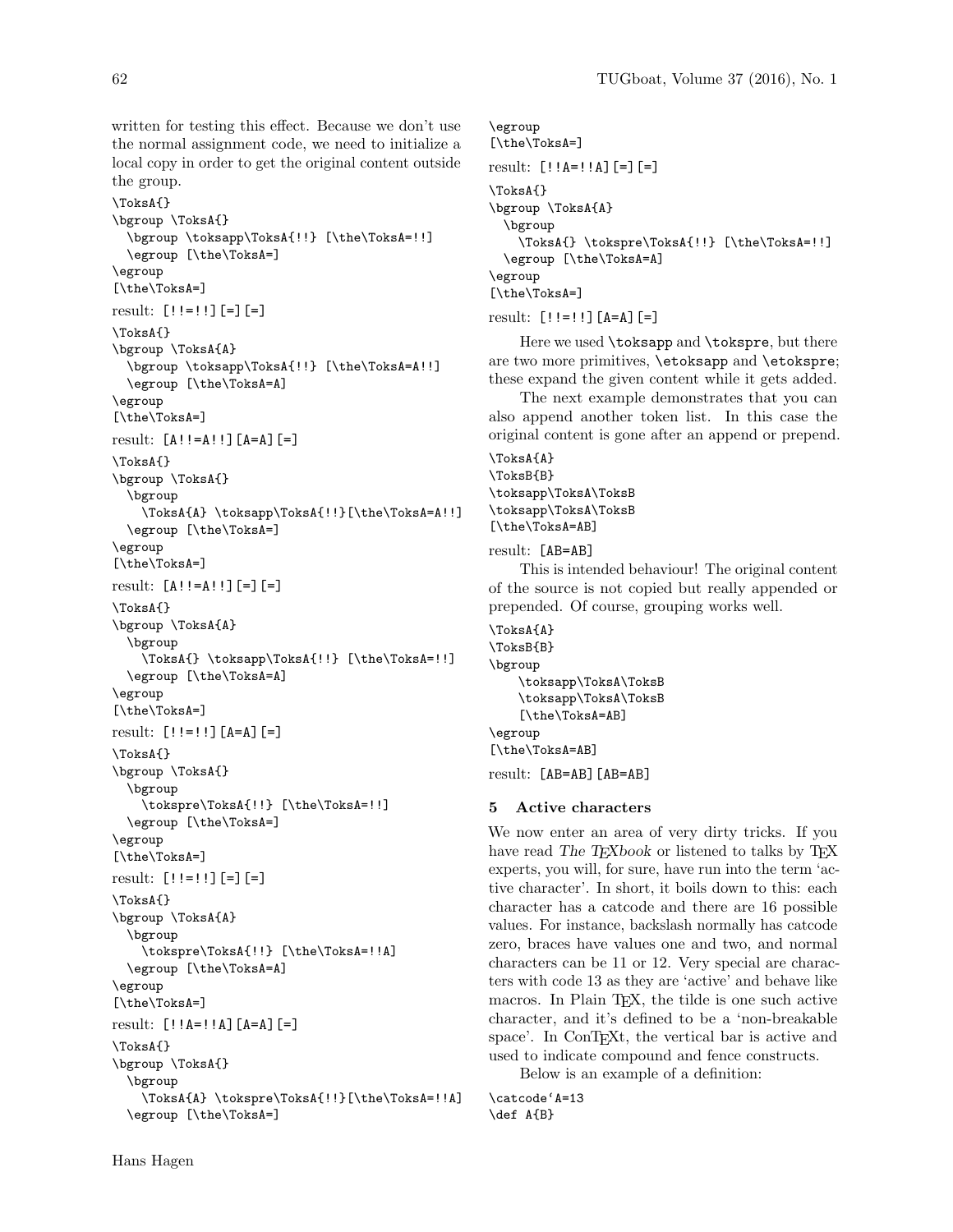written for testing this effect. Because we don't use the normal assignment code, we need to initialize a local copy in order to get the original content outside the group.

```
\ToksA{}
\bgroup \ToksA{}
  \bgroup \toksapp\ToksA{!!} [\the\ToksA=!!]
  \egroup [\the\ToksA=]
\egroup
[\the\ToksA=]
```

result: `[!!=!!][=][=]`

```
\ToksA{}
\bgroup \ToksA{A}
  \bgroup \toksapp\ToksA{!!} [\the\ToksA=A!!]
  \egroup [\the\ToksA=A]
\egroup
[\the\ToksA=]
```

result: `[A!!=A!!][A=A][=]`

```
\ToksA{}
\bgroup \ToksA{}
  \bgroup
    \ToksA{A} \toksapp\ToksA{!!}[\the\ToksA=A!!]
  \egroup [\the\ToksA=]
\egroup
[\the\ToksA=]
```

result: `[A!!=A!!][=][=]`

```
\ToksA{}
\bgroup \ToksA{A}
  \bgroup
    \ToksA{} \toksapp\ToksA{!!} [\the\ToksA=!!]
  \egroup [\the\ToksA=A]
\egroup
[\the\ToksA=]
```

result: `[!!=!!][A=A][=]`

```
\ToksA{}
\bgroup \ToksA{}
  \bgroup
    \tokspre\ToksA{!!} [\the\ToksA=!!]
  \egroup [\the\ToksA=]
\egroup
[\the\ToksA=]
```

result: `[!!=!!][=][=]`

```
\ToksA{}
\bgroup \ToksA{A}
  \bgroup
    \tokspre\ToksA{!!} [\the\ToksA=!!A]
  \egroup [\the\ToksA=A]
\egroup
[\the\ToksA=]
```

result: `[!!A=!!A][A=A][=]`

```
\ToksA{}
\bgroup \ToksA{}
  \bgroup
    \ToksA{A} \tokspre\ToksA{!!}[\the\ToksA=!!A]
  \egroup [\the\ToksA=]
\egroup
[\the\ToksA=]
```

result: `[!!A=!!A][=][=]`

```
\ToksA{}
\bgroup \ToksA{A}
  \bgroup
    \ToksA{} \tokspre\ToksA{!!} [\the\ToksA=!!]
  \egroup [\the\ToksA=A]
\egroup
[\the\ToksA=]
```

result: `[!!=!!][A=A][=]`

Here we used `\toksapp` and `\tokspre`, but there are two more primitives, `\etoksapp` and `\etokspre`; these expand the given content while it gets added.

The next example demonstrates that you can also append another token list. In this case the original content is gone after an append or prepend.

```
\ToksA{A}
\ToksB{B}
\toksapp\ToksA\ToksB
\toksapp\ToksA\ToksB
[\the\ToksA=AB]
```

result: `[AB=AB]`

This is intended behaviour! The original content of the source is not copied but really appended or prepended. Of course, grouping works well.

```
\ToksA{A}
\ToksB{B}
\bgroup
    \toksapp\ToksA\ToksB
    \toksapp\ToksA\ToksB
    [\the\ToksA=AB]
\egroup
[\the\ToksA=AB]
```

result: `[AB=AB][AB=AB]`

## 5 Active characters

We now enter an area of very dirty tricks. If you have read *The TEXbook* or listened to talks by TEX experts, you will, for sure, have run into the term 'active character'. In short, it boils down to this: each character has a catcode and there are 16 possible values. For instance, backslash normally has catcode zero, braces have values one and two, and normal characters can be 11 or 12. Very special are characters with code 13 as they are 'active' and behave like macros. In Plain TEX, the tilde is one such active character, and it's defined to be a 'non-breakable space'. In ConTEXt, the vertical bar is active and used to indicate compound and fence constructs.

Below is an example of a definition:

```
\catcode`A=13
\def A{B}
```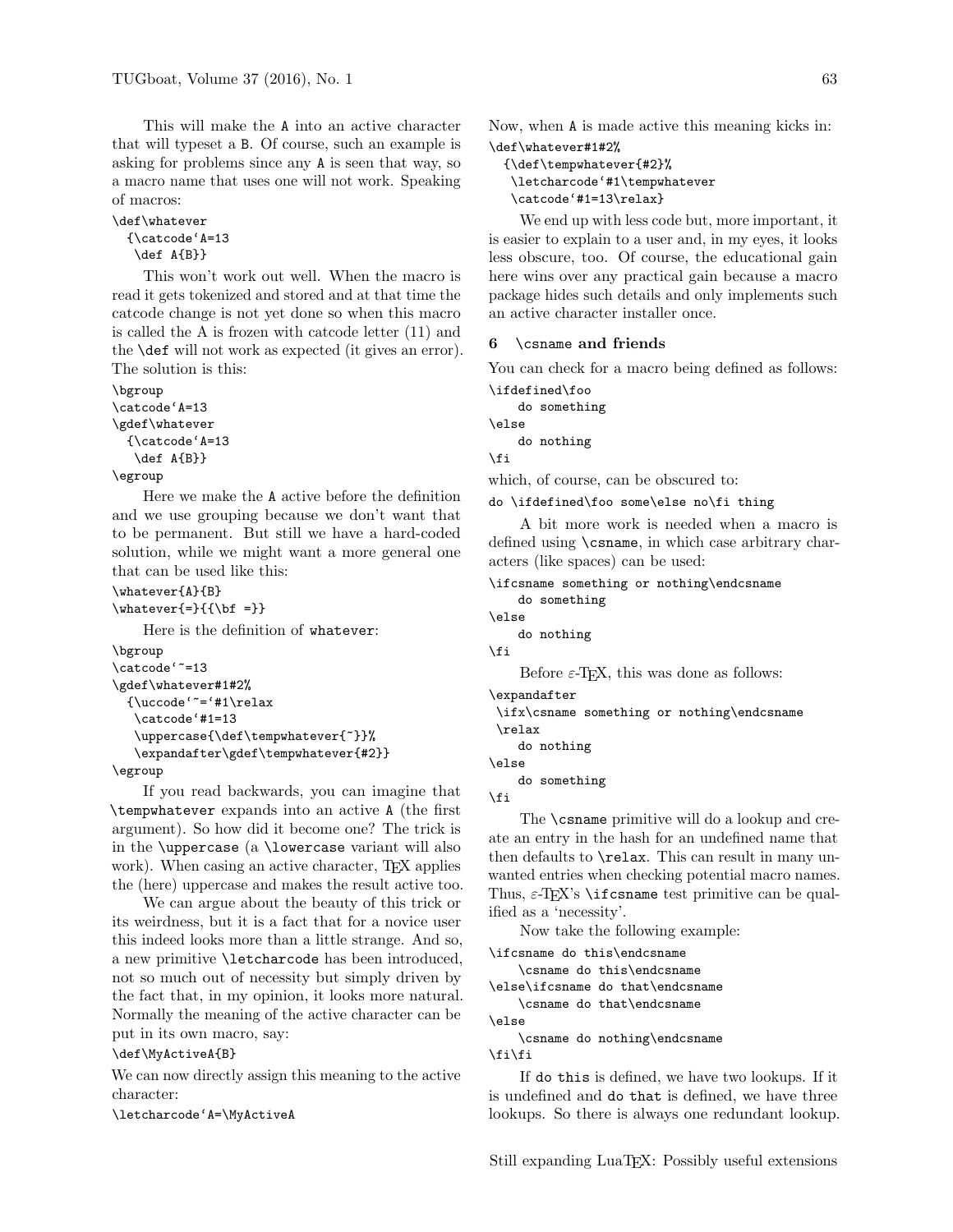This will make the `A` into an active character that will typeset a `B`. Of course, such an example is asking for problems since any `A` is seen that way, so a macro name that uses one will not work. Speaking of macros:

```
\def\whatever
  {\catcode`A=13
   \def A{B}}
```

This won't work out well. When the macro is read it gets tokenized and stored and at that time the catcode change is not yet done so when this macro is called the A is frozen with catcode letter (11) and the `\def` will not work as expected (it gives an error). The solution is this:

```
\bgroup
\catcode`A=13
\gdef\whatever
  {\catcode`A=13
   \def A{B}}
\egroup
```

Here we make the `A` active before the definition and we use grouping because we don't want that to be permanent. But still we have a hard-coded solution, while we might want a more general one that can be used like this:

```
\whatever{A}{B}
\whatever{=}{{\bf =}}
```

Here is the definition of `whatever`:

```
\bgroup
\catcode`~=13
\gdef\whatever#1#2%
  {\uccode`~=`#1\relax
   \catcode`#1=13
   \uppercase{\def\tempwhatever{~}}%
   \expandafter\gdef\tempwhatever{#2}}
\egroup
```

If you read backwards, you can imagine that `\tempwhatever` expands into an active `A` (the first argument). So how did it become one? The trick is in the `\uppercase` (a `\lowercase` variant will also work). When casing an active character, TeX applies the (here) uppercase and makes the result active too.

We can argue about the beauty of this trick or its weirdness, but it is a fact that for a novice user this indeed looks more than a little strange. And so, a new primitive `\letcharcode` has been introduced, not so much out of necessity but simply driven by the fact that, in my opinion, it looks more natural. Normally the meaning of the active character can be put in its own macro, say:

```
\def\MyActiveA{B}
```

We can now directly assign this meaning to the active character:

```
\letcharcode`A=\MyActiveA
```

Now, when `A` is made active this meaning kicks in:

```
\def\whatever#1#2%
  {\def\tempwhatever{#2}%
   \letcharcode`#1\tempwhatever
   \catcode`#1=13\relax}
```

We end up with less code but, more important, it is easier to explain to a user and, in my eyes, it looks less obscure, too. Of course, the educational gain here wins over any practical gain because a macro package hides such details and only implements such an active character installer once.

## 6 `\csname` and friends

You can check for a macro being defined as follows:

```
\ifdefined\foo
    do something
\else
    do nothing
\fi
```

which, of course, can be obscured to:

```
do \ifdefined\foo some\else no\fi thing
```

A bit more work is needed when a macro is defined using `\csname`, in which case arbitrary characters (like spaces) can be used:

```
\ifcsname something or nothing\endcsname
    do something
\else
    do nothing
\fi
```

Before ε-TeX, this was done as follows:

```
\expandafter
 \ifx\csname something or nothing\endcsname
 \relax
    do nothing
\else
    do something
\fi
```

The `\csname` primitive will do a lookup and create an entry in the hash for an undefined name that then defaults to `\relax`. This can result in many unwanted entries when checking potential macro names. Thus, ε-TeX's `\ifcsname` test primitive can be qualified as a 'necessity'.

Now take the following example:

```
\ifcsname do this\endcsname
    \csname do this\endcsname
\else\ifcsname do that\endcsname
    \csname do that\endcsname
\else
    \csname do nothing\endcsname
\fi\fi
```

If `do this` is defined, we have two lookups. If it is undefined and `do that` is defined, we have three lookups. So there is always one redundant lookup.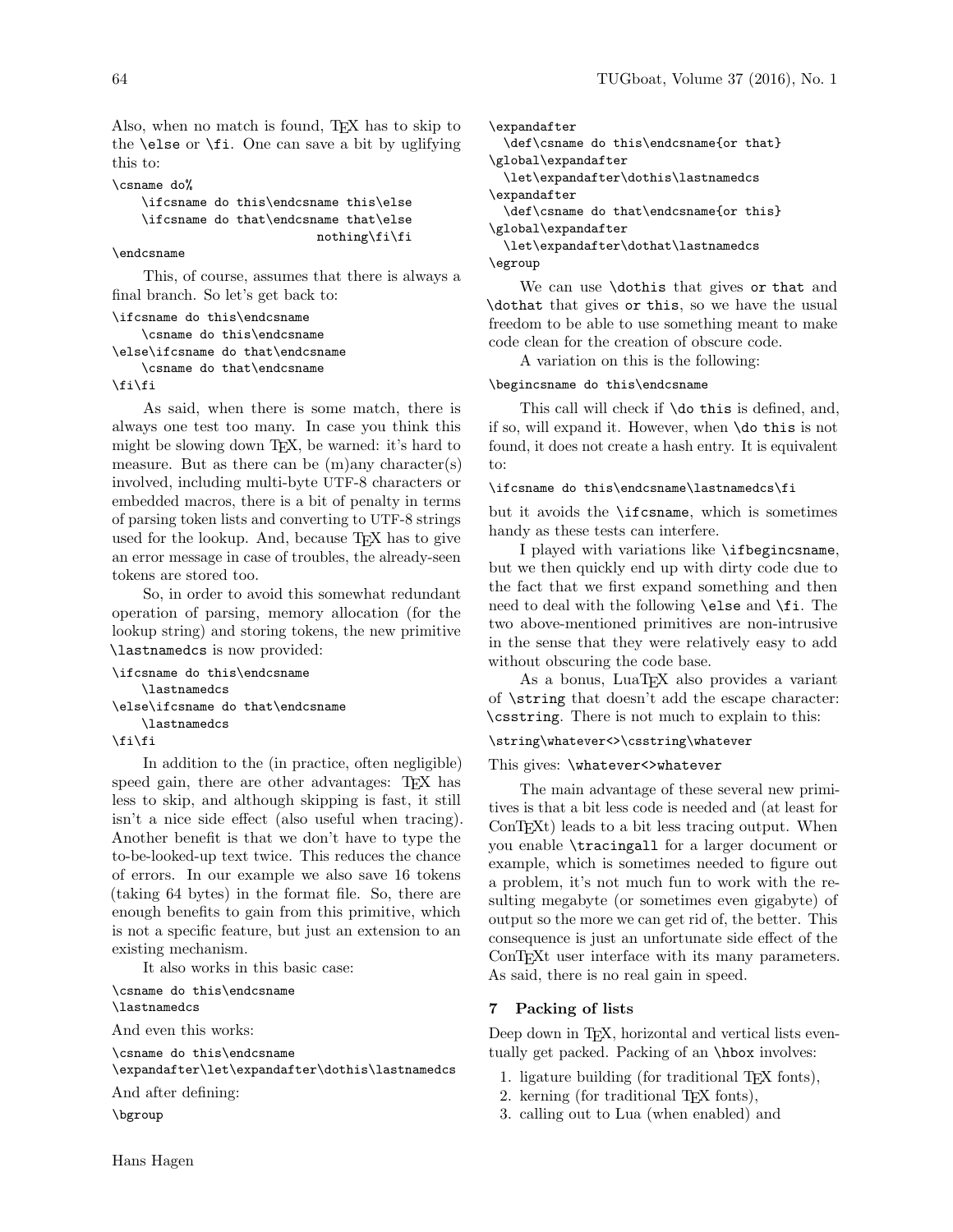Also, when no match is found, TEX has to skip to the `\else` or `\fi`. One can save a bit by uglifying this to:

```
\csname do%
    \ifcsname do this\endcsname this\else
    \ifcsname do that\endcsname that\else
                              nothing\fi\fi
\endcsname
```

This, of course, assumes that there is always a final branch. So let's get back to:

```
\ifcsname do this\endcsname
    \csname do this\endcsname
\else\ifcsname do that\endcsname
    \csname do that\endcsname
\fi\fi
```

As said, when there is some match, there is always one test too many. In case you think this might be slowing down TEX, be warned: it's hard to measure. But as there can be (m)any character(s) involved, including multi-byte UTF-8 characters or embedded macros, there is a bit of penalty in terms of parsing token lists and converting to UTF-8 strings used for the lookup. And, because TEX has to give an error message in case of troubles, the already-seen tokens are stored too.

So, in order to avoid this somewhat redundant operation of parsing, memory allocation (for the lookup string) and storing tokens, the new primitive `\lastnamedcs` is now provided:

```
\ifcsname do this\endcsname
    \lastnamedcs
\else\ifcsname do that\endcsname
    \lastnamedcs
\fi\fi
```

In addition to the (in practice, often negligible) speed gain, there are other advantages: TEX has less to skip, and although skipping is fast, it still isn't a nice side effect (also useful when tracing). Another benefit is that we don't have to type the to-be-looked-up text twice. This reduces the chance of errors. In our example we also save 16 tokens (taking 64 bytes) in the format file. So, there are enough benefits to gain from this primitive, which is not a specific feature, but just an extension to an existing mechanism.

It also works in this basic case:

```
\csname do this\endcsname
\lastnamedcs
```

And even this works:

```
\csname do this\endcsname
\expandafter\let\expandafter\dothis\lastnamedcs
```

And after defining:

```
\bgroup
\expandafter
  \def\csname do this\endcsname{or that}
\global\expandafter
  \let\expandafter\dothis\lastnamedcs
\expandafter
  \def\csname do that\endcsname{or this}
\global\expandafter
  \let\expandafter\dothat\lastnamedcs
\egroup
```

We can use `\dothis` that gives `or that` and `\dothat` that gives `or this`, so we have the usual freedom to be able to use something meant to make code clean for the creation of obscure code.

A variation on this is the following:

```
\begincsname do this\endcsname
```

This call will check if `\do this` is defined, and, if so, will expand it. However, when `\do this` is not found, it does not create a hash entry. It is equivalent to:

```
\ifcsname do this\endcsname\lastnamedcs\fi
```

but it avoids the `\ifcsname`, which is sometimes handy as these tests can interfere.

I played with variations like `\ifbegincsname`, but we then quickly end up with dirty code due to the fact that we first expand something and then need to deal with the following `\else` and `\fi`. The two above-mentioned primitives are non-intrusive in the sense that they were relatively easy to add without obscuring the code base.

As a bonus, LuaTEX also provides a variant of `\string` that doesn't add the escape character: `\csstring`. There is not much to explain to this:

```
\string\whatever<>\csstring\whatever
```

This gives: `\whatever<>whatever`

The main advantage of these several new primitives is that a bit less code is needed and (at least for ConTEXt) leads to a bit less tracing output. When you enable `\tracingall` for a larger document or example, which is sometimes needed to figure out a problem, it's not much fun to work with the resulting megabyte (or sometimes even gigabyte) of output so the more we can get rid of, the better. This consequence is just an unfortunate side effect of the ConTEXt user interface with its many parameters. As said, there is no real gain in speed.

## 7 Packing of lists

Deep down in TEX, horizontal and vertical lists eventually get packed. Packing of an `\hbox` involves:

1. ligature building (for traditional TEX fonts),
2. kerning (for traditional TEX fonts),
3. calling out to Lua (when enabled) and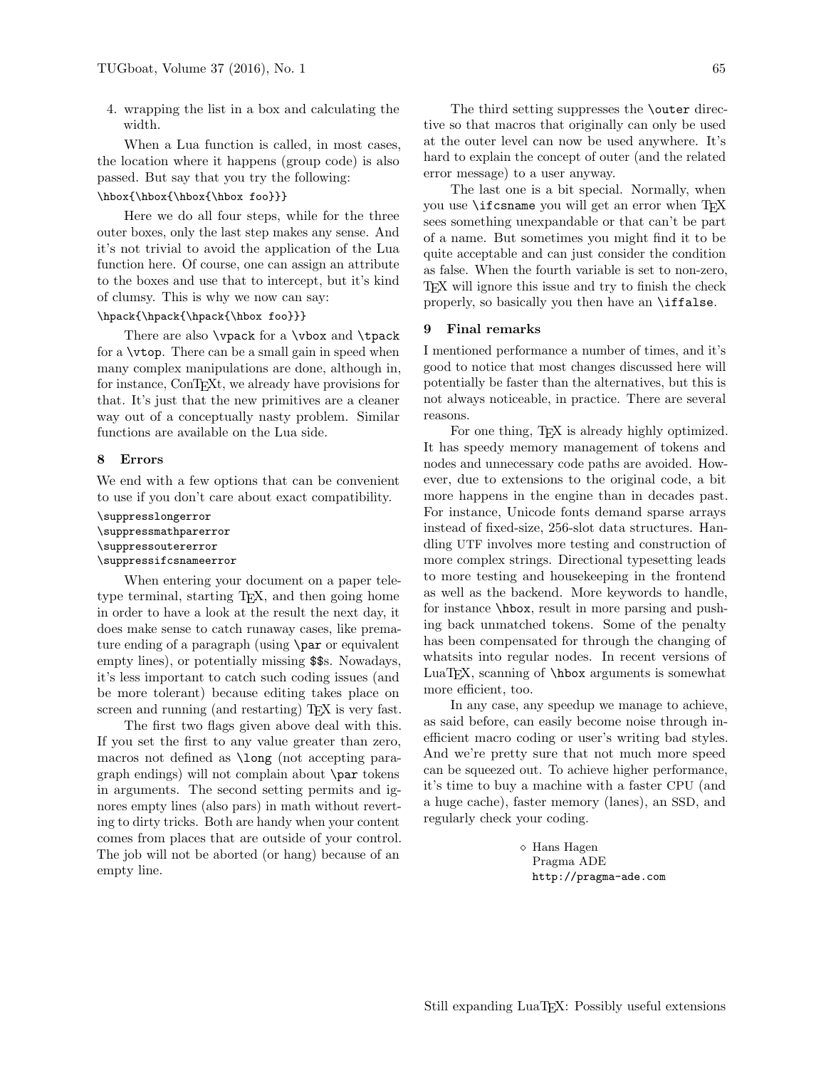4. wrapping the list in a box and calculating the width.

When a Lua function is called, in most cases, the location where it happens (group code) is also passed. But say that you try the following:

```
\hbox{\hbox{\hbox{\hbox foo}}}
```

Here we do all four steps, while for the three outer boxes, only the last step makes any sense. And it's not trivial to avoid the application of the Lua function here. Of course, one can assign an attribute to the boxes and use that to intercept, but it's kind of clumsy. This is why we now can say:

```
\hpack{\hpack{\hpack{\hbox foo}}}
```

There are also `\vpack` for a `\vbox` and `\tpack` for a `\vtop`. There can be a small gain in speed when many complex manipulations are done, although in, for instance, ConTEXt, we already have provisions for that. It's just that the new primitives are a cleaner way out of a conceptually nasty problem. Similar functions are available on the Lua side.

## 8 Errors

We end with a few options that can be convenient to use if you don't care about exact compatibility.

```
\suppresslongerror
\suppressmathparerror
\suppressoutererror
\suppressifcsnameerror
```

When entering your document on a paper teletype terminal, starting TEX, and then going home in order to have a look at the result the next day, it does make sense to catch runaway cases, like premature ending of a paragraph (using `\par` or equivalent empty lines), or potentially missing `$$`s. Nowadays, it's less important to catch such coding issues (and be more tolerant) because editing takes place on screen and running (and restarting) TEX is very fast.

The first two flags given above deal with this. If you set the first to any value greater than zero, macros not defined as `\long` (not accepting paragraph endings) will not complain about `\par` tokens in arguments. The second setting permits and ignores empty lines (also pars) in math without reverting to dirty tricks. Both are handy when your content comes from places that are outside of your control. The job will not be aborted (or hang) because of an empty line.

The third setting suppresses the `\outer` directive so that macros that originally can only be used at the outer level can now be used anywhere. It's hard to explain the concept of outer (and the related error message) to a user anyway.

The last one is a bit special. Normally, when you use `\ifcsname` you will get an error when TEX sees something unexpandable or that can't be part of a name. But sometimes you might find it to be quite acceptable and can just consider the condition as false. When the fourth variable is set to non-zero, TEX will ignore this issue and try to finish the check properly, so basically you then have an `\iffalse`.

## 9 Final remarks

I mentioned performance a number of times, and it's good to notice that most changes discussed here will potentially be faster than the alternatives, but this is not always noticeable, in practice. There are several reasons.

For one thing, TEX is already highly optimized. It has speedy memory management of tokens and nodes and unnecessary code paths are avoided. However, due to extensions to the original code, a bit more happens in the engine than in decades past. For instance, Unicode fonts demand sparse arrays instead of fixed-size, 256-slot data structures. Handling UTF involves more testing and construction of more complex strings. Directional typesetting leads to more testing and housekeeping in the frontend as well as the backend. More keywords to handle, for instance `\hbox`, result in more parsing and pushing back unmatched tokens. Some of the penalty has been compensated for through the changing of whatsits into regular nodes. In recent versions of LuaTEX, scanning of `\hbox` arguments is somewhat more efficient, too.

In any case, any speedup we manage to achieve, as said before, can easily become noise through inefficient macro coding or user's writing bad styles. And we're pretty sure that not much more speed can be squeezed out. To achieve higher performance, it's time to buy a machine with a faster CPU (and a huge cache), faster memory (lanes), an SSD, and regularly check your coding.

◇ Hans Hagen
Pragma ADE
http://pragma-ade.com